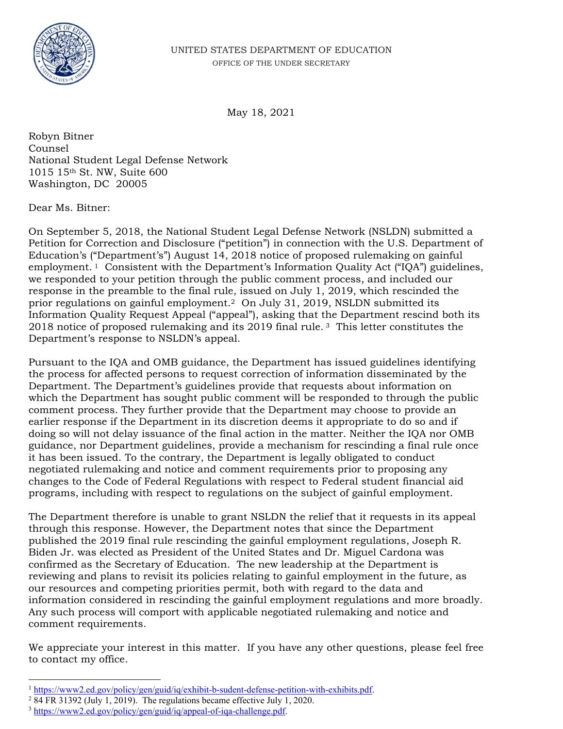UNITED STATES DEPARTMENT OF EDUCATION

OFFICE OF THE UNDER SECRETARY

May 18, 2021

Robyn Bitner
Counsel
National Student Legal Defense Network
1015 15th St. NW, Suite 600
Washington, DC 20005

Dear Ms. Bitner:

On September 5, 2018, the National Student Legal Defense Network (NSLDN) submitted a Petition for Correction and Disclosure ("petition") in connection with the U.S. Department of Education's ("Department's") August 14, 2018 notice of proposed rulemaking on gainful employment.[1] Consistent with the Department's Information Quality Act ("IQA") guidelines, we responded to your petition through the public comment process, and included our response in the preamble to the final rule, issued on July 1, 2019, which rescinded the prior regulations on gainful employment.[2] On July 31, 2019, NSLDN submitted its Information Quality Request Appeal ("appeal"), asking that the Department rescind both its 2018 notice of proposed rulemaking and its 2019 final rule.[3] This letter constitutes the Department's response to NSLDN's appeal.

Pursuant to the IQA and OMB guidance, the Department has issued guidelines identifying the process for affected persons to request correction of information disseminated by the Department. The Department's guidelines provide that requests about information on which the Department has sought public comment will be responded to through the public comment process. They further provide that the Department may choose to provide an earlier response if the Department in its discretion deems it appropriate to do so and if doing so will not delay issuance of the final action in the matter. Neither the IQA nor OMB guidance, nor Department guidelines, provide a mechanism for rescinding a final rule once it has been issued. To the contrary, the Department is legally obligated to conduct negotiated rulemaking and notice and comment requirements prior to proposing any changes to the Code of Federal Regulations with respect to Federal student financial aid programs, including with respect to regulations on the subject of gainful employment.

The Department therefore is unable to grant NSLDN the relief that it requests in its appeal through this response. However, the Department notes that since the Department published the 2019 final rule rescinding the gainful employment regulations, Joseph R. Biden Jr. was elected as President of the United States and Dr. Miguel Cardona was confirmed as the Secretary of Education. The new leadership at the Department is reviewing and plans to revisit its policies relating to gainful employment in the future, as our resources and competing priorities permit, both with regard to the data and information considered in rescinding the gainful employment regulations and more broadly. Any such process will comport with applicable negotiated rulemaking and notice and comment requirements.

We appreciate your interest in this matter. If you have any other questions, please feel free to contact my office.

---

[1] https://www2.ed.gov/policy/gen/guid/iq/exhibit-b-sudent-defense-petition-with-exhibits.pdf.

[2] 84 FR 31392 (July 1, 2019). The regulations became effective July 1, 2020.

[3] https://www2.ed.gov/policy/gen/guid/iq/appeal-of-iqa-challenge.pdf.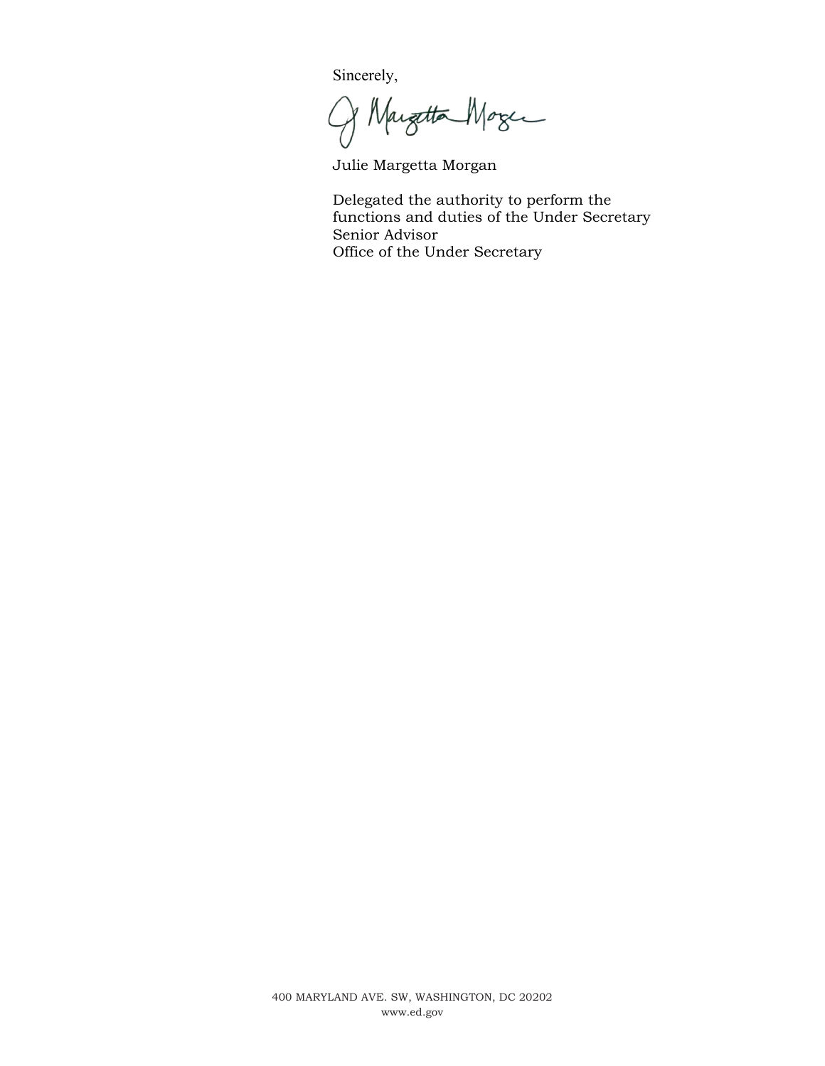Sincerely,

Julie Margetta Morgan

Delegated the authority to perform the functions and duties of the Under Secretary
Senior Advisor
Office of the Under Secretary

400 MARYLAND AVE. SW, WASHINGTON, DC 20202
www.ed.gov